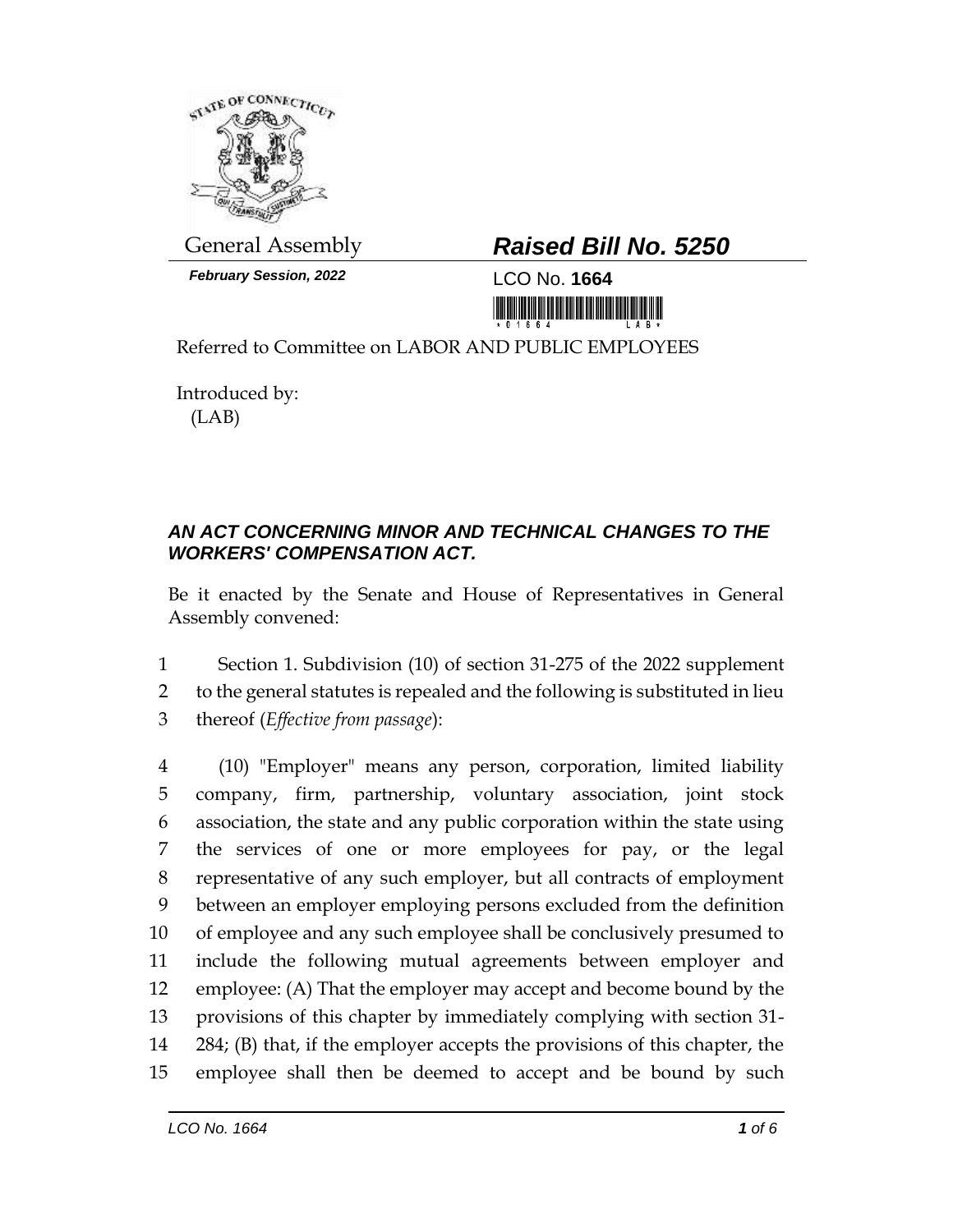General Assembly

**_Raised Bill No. 5250_**

***February Session, 2022***

LCO No. **1664**

Referred to Committee on LABOR AND PUBLIC EMPLOYEES

Introduced by:
(LAB)

### *AN ACT CONCERNING MINOR AND TECHNICAL CHANGES TO THE WORKERS' COMPENSATION ACT.*

Be it enacted by the Senate and House of Representatives in General Assembly convened:

1 Section 1. Subdivision (10) of section 31-275 of the 2022 supplement
2 to the general statutes is repealed and the following is substituted in lieu
3 thereof (*Effective from passage*):

4 (10) "Employer" means any person, corporation, limited liability
5 company, firm, partnership, voluntary association, joint stock
6 association, the state and any public corporation within the state using
7 the services of one or more employees for pay, or the legal
8 representative of any such employer, but all contracts of employment
9 between an employer employing persons excluded from the definition
10 of employee and any such employee shall be conclusively presumed to
11 include the following mutual agreements between employer and
12 employee: (A) That the employer may accept and become bound by the
13 provisions of this chapter by immediately complying with section 31-
14 284; (B) that, if the employer accepts the provisions of this chapter, the
15 employee shall then be deemed to accept and be bound by such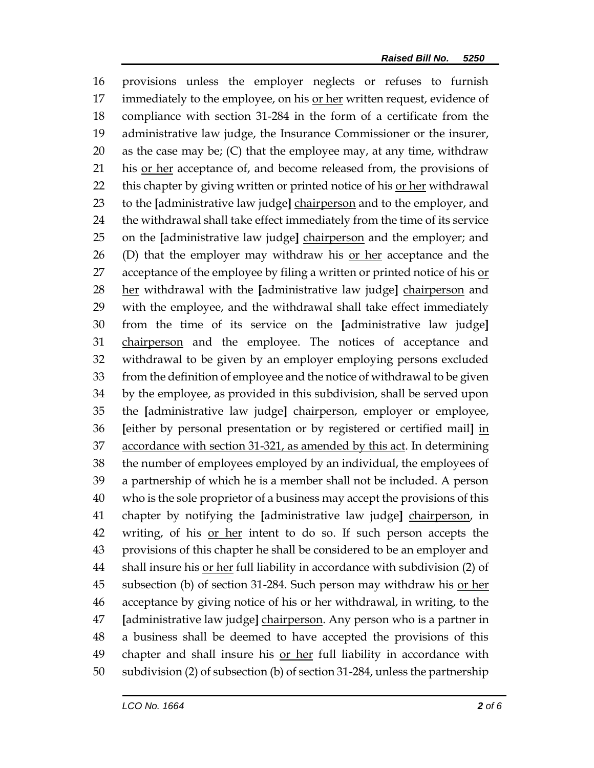provisions unless the employer neglects or refuses to furnish immediately to the employee, on his <u>or her</u> written request, evidence of compliance with section 31-284 in the form of a certificate from the administrative law judge, the Insurance Commissioner or the insurer, as the case may be; (C) that the employee may, at any time, withdraw his <u>or her</u> acceptance of, and become released from, the provisions of this chapter by giving written or printed notice of his <u>or her</u> withdrawal to the **[**administrative law judge**]** <u>chairperson</u> and to the employer, and the withdrawal shall take effect immediately from the time of its service on the **[**administrative law judge**]** <u>chairperson</u> and the employer; and (D) that the employer may withdraw his <u>or her</u> acceptance and the acceptance of the employee by filing a written or printed notice of his <u>or her</u> withdrawal with the **[**administrative law judge**]** <u>chairperson</u> and with the employee, and the withdrawal shall take effect immediately from the time of its service on the **[**administrative law judge**]** <u>chairperson</u> and the employee. The notices of acceptance and withdrawal to be given by an employer employing persons excluded from the definition of employee and the notice of withdrawal to be given by the employee, as provided in this subdivision, shall be served upon the **[**administrative law judge**]** <u>chairperson</u>, employer or employee, **[**either by personal presentation or by registered or certified mail**]** <u>in accordance with section 31-321, as amended by this act</u>. In determining the number of employees employed by an individual, the employees of a partnership of which he is a member shall not be included. A person who is the sole proprietor of a business may accept the provisions of this chapter by notifying the **[**administrative law judge**]** <u>chairperson</u>, in writing, of his <u>or her</u> intent to do so. If such person accepts the provisions of this chapter he shall be considered to be an employer and shall insure his <u>or her</u> full liability in accordance with subdivision (2) of subsection (b) of section 31-284. Such person may withdraw his <u>or her</u> acceptance by giving notice of his <u>or her</u> withdrawal, in writing, to the **[**administrative law judge**]** <u>chairperson</u>. Any person who is a partner in a business shall be deemed to have accepted the provisions of this chapter and shall insure his <u>or her</u> full liability in accordance with subdivision (2) of subsection (b) of section 31-284, unless the partnership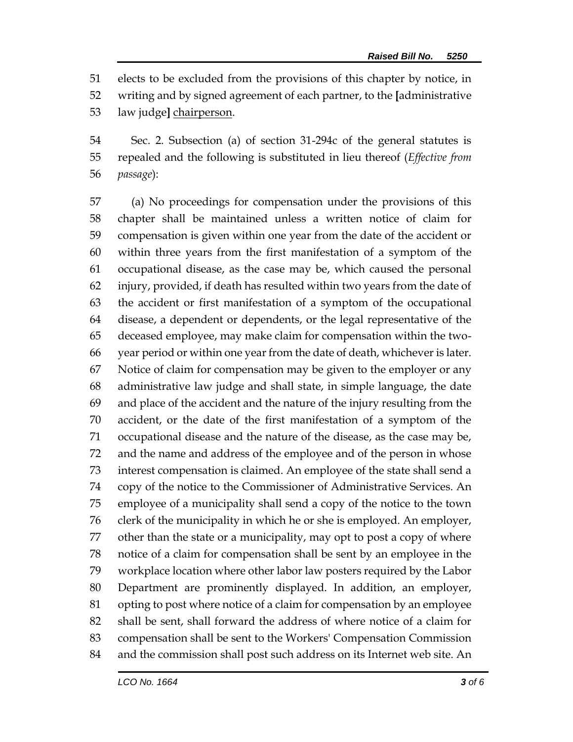elects to be excluded from the provisions of this chapter by notice, in writing and by signed agreement of each partner, to the [administrative law judge] chairperson.

Sec. 2. Subsection (a) of section 31-294c of the general statutes is repealed and the following is substituted in lieu thereof (*Effective from passage*):

(a) No proceedings for compensation under the provisions of this chapter shall be maintained unless a written notice of claim for compensation is given within one year from the date of the accident or within three years from the first manifestation of a symptom of the occupational disease, as the case may be, which caused the personal injury, provided, if death has resulted within two years from the date of the accident or first manifestation of a symptom of the occupational disease, a dependent or dependents, or the legal representative of the deceased employee, may make claim for compensation within the two-year period or within one year from the date of death, whichever is later. Notice of claim for compensation may be given to the employer or any administrative law judge and shall state, in simple language, the date and place of the accident and the nature of the injury resulting from the accident, or the date of the first manifestation of a symptom of the occupational disease and the nature of the disease, as the case may be, and the name and address of the employee and of the person in whose interest compensation is claimed. An employee of the state shall send a copy of the notice to the Commissioner of Administrative Services. An employee of a municipality shall send a copy of the notice to the town clerk of the municipality in which he or she is employed. An employer, other than the state or a municipality, may opt to post a copy of where notice of a claim for compensation shall be sent by an employee in the workplace location where other labor law posters required by the Labor Department are prominently displayed. In addition, an employer, opting to post where notice of a claim for compensation by an employee shall be sent, shall forward the address of where notice of a claim for compensation shall be sent to the Workers' Compensation Commission and the commission shall post such address on its Internet web site. An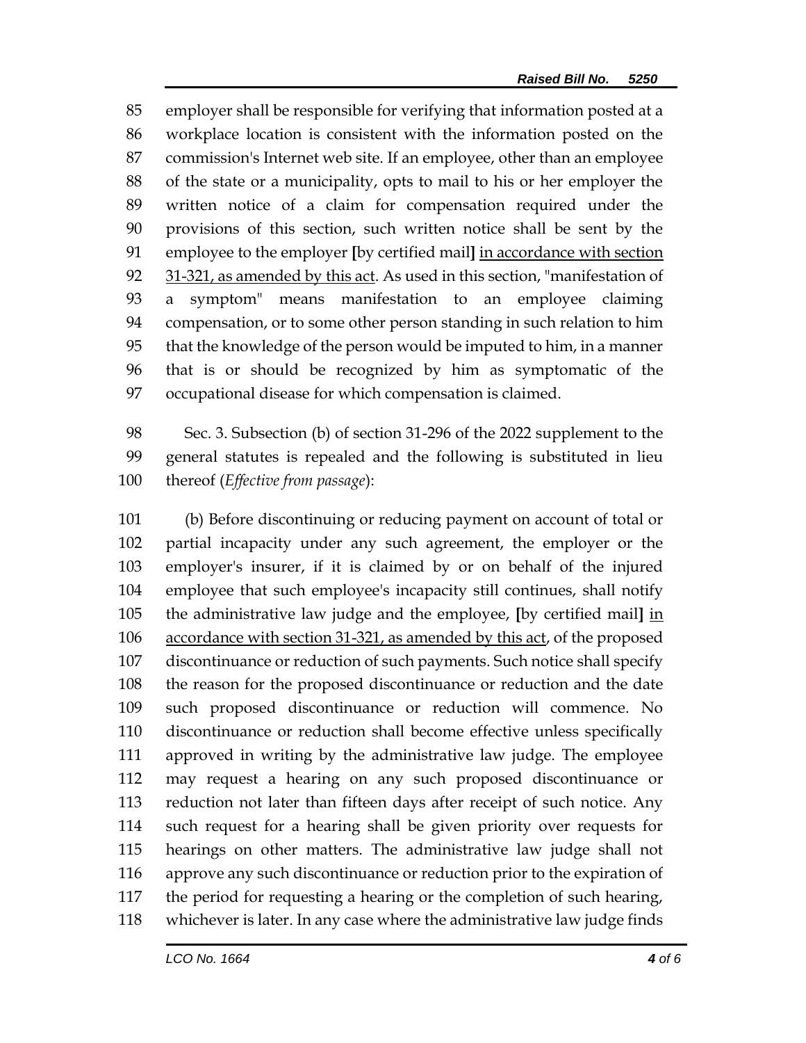85 employer shall be responsible for verifying that information posted at a
86 workplace location is consistent with the information posted on the
87 commission's Internet web site. If an employee, other than an employee
88 of the state or a municipality, opts to mail to his or her employer the
89 written notice of a claim for compensation required under the
90 provisions of this section, such written notice shall be sent by the
91 employee to the employer **[**by certified mail**]** <u>in accordance with section</u>
92 <u>31-321, as amended by this act</u>. As used in this section, "manifestation of
93 a symptom" means manifestation to an employee claiming
94 compensation, or to some other person standing in such relation to him
95 that the knowledge of the person would be imputed to him, in a manner
96 that is or should be recognized by him as symptomatic of the
97 occupational disease for which compensation is claimed.

98 Sec. 3. Subsection (b) of section 31-296 of the 2022 supplement to the
99 general statutes is repealed and the following is substituted in lieu
100 thereof (*Effective from passage*):

101 (b) Before discontinuing or reducing payment on account of total or
102 partial incapacity under any such agreement, the employer or the
103 employer's insurer, if it is claimed by or on behalf of the injured
104 employee that such employee's incapacity still continues, shall notify
105 the administrative law judge and the employee, **[**by certified mail**]** <u>in</u>
106 <u>accordance with section 31-321, as amended by this act</u>, of the proposed
107 discontinuance or reduction of such payments. Such notice shall specify
108 the reason for the proposed discontinuance or reduction and the date
109 such proposed discontinuance or reduction will commence. No
110 discontinuance or reduction shall become effective unless specifically
111 approved in writing by the administrative law judge. The employee
112 may request a hearing on any such proposed discontinuance or
113 reduction not later than fifteen days after receipt of such notice. Any
114 such request for a hearing shall be given priority over requests for
115 hearings on other matters. The administrative law judge shall not
116 approve any such discontinuance or reduction prior to the expiration of
117 the period for requesting a hearing or the completion of such hearing,
118 whichever is later. In any case where the administrative law judge finds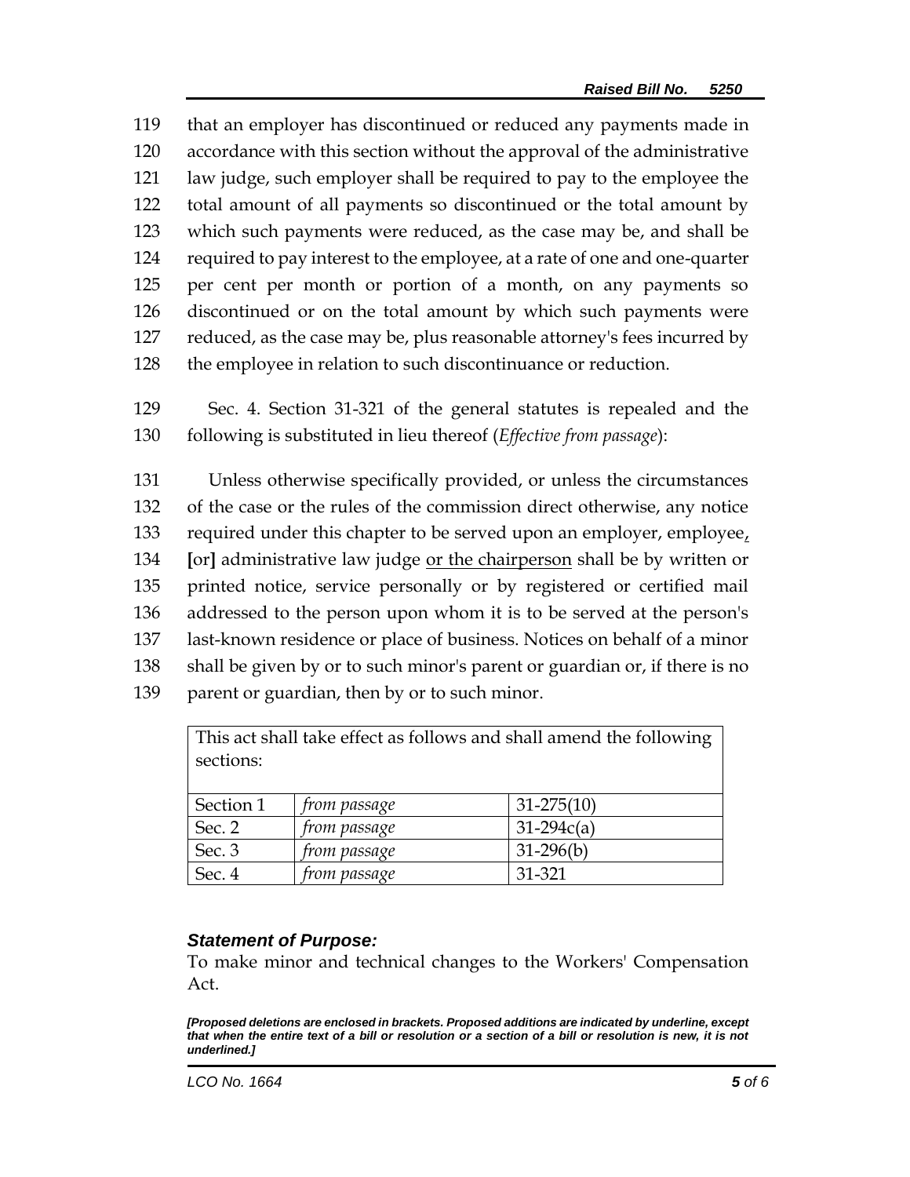119 that an employer has discontinued or reduced any payments made in
120 accordance with this section without the approval of the administrative
121 law judge, such employer shall be required to pay to the employee the
122 total amount of all payments so discontinued or the total amount by
123 which such payments were reduced, as the case may be, and shall be
124 required to pay interest to the employee, at a rate of one and one-quarter
125 per cent per month or portion of a month, on any payments so
126 discontinued or on the total amount by which such payments were
127 reduced, as the case may be, plus reasonable attorney's fees incurred by
128 the employee in relation to such discontinuance or reduction.

129 Sec. 4. Section 31-321 of the general statutes is repealed and the
130 following is substituted in lieu thereof (*Effective from passage*):

131 Unless otherwise specifically provided, or unless the circumstances
132 of the case or the rules of the commission direct otherwise, any notice
133 required under this chapter to be served upon an employer, employee<u>,</u>
134 **[**or**]** administrative law judge <u>or the chairperson</u> shall be by written or
135 printed notice, service personally or by registered or certified mail
136 addressed to the person upon whom it is to be served at the person's
137 last-known residence or place of business. Notices on behalf of a minor
138 shall be given by or to such minor's parent or guardian or, if there is no
139 parent or guardian, then by or to such minor.

| This act shall take effect as follows and shall amend the following sections: | | |
|---|---|---|
| Section 1 | *from passage* | 31-275(10) |
| Sec. 2 | *from passage* | 31-294c(a) |
| Sec. 3 | *from passage* | 31-296(b) |
| Sec. 4 | *from passage* | 31-321 |

### *Statement of Purpose:*

To make minor and technical changes to the Workers' Compensation Act.

***[Proposed deletions are enclosed in brackets. Proposed additions are indicated by underline, except that when the entire text of a bill or resolution or a section of a bill or resolution is new, it is not underlined.]***